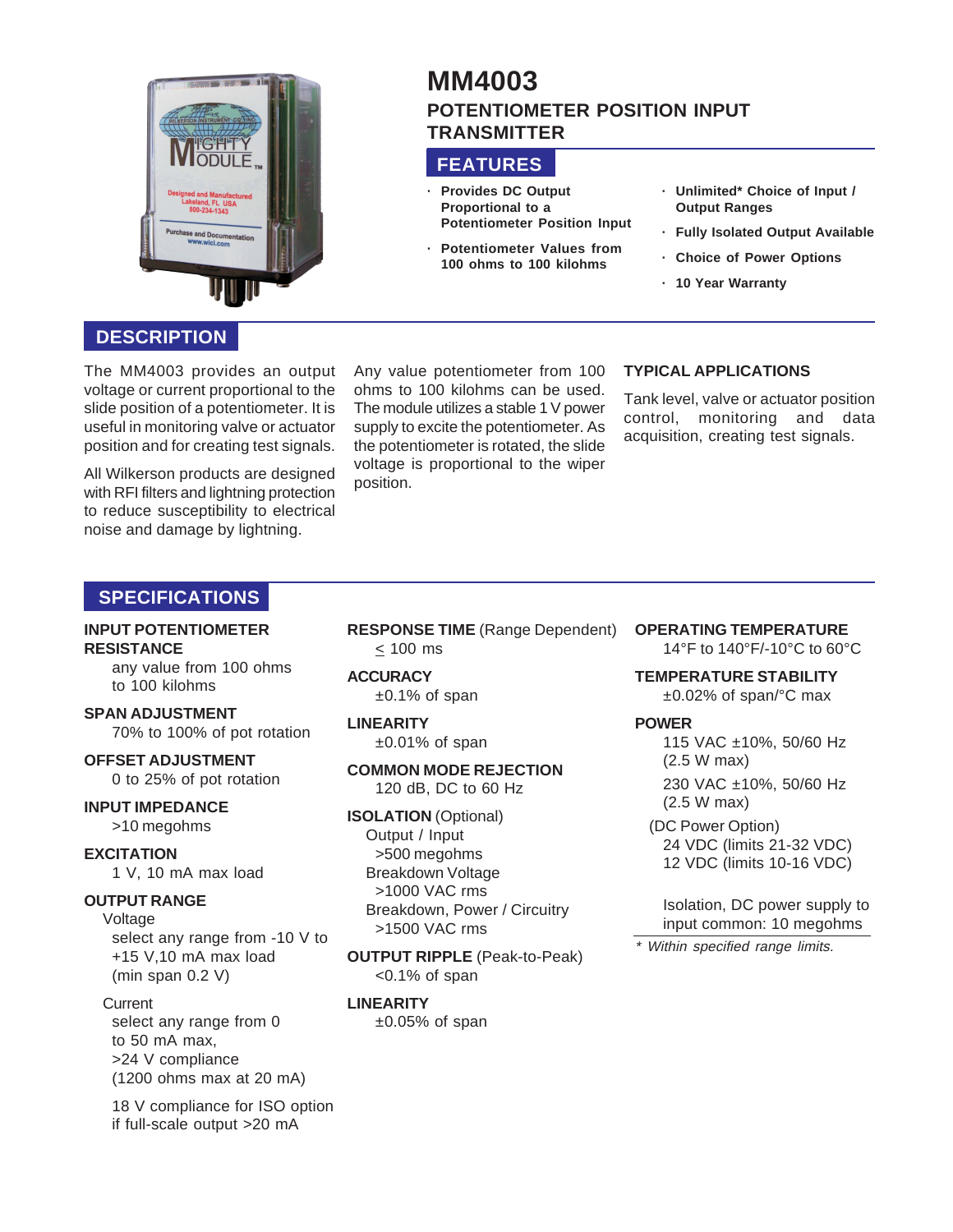# MM4003

## POTENTIOMETER POSITION INPUT TRANSMITTER

## FEATURES

- Provides DC Output Proportional to a Potentiometer Position Input
- Potentiometer Values from 100 ohms to 100 kilohms
- Unlimited* Choice of Input / Output Ranges
- Fully Isolated Output Available
- Choice of Power Options
- 10 Year Warranty

## DESCRIPTION

The MM4003 provides an output voltage or current proportional to the slide position of a potentiometer. It is useful in monitoring valve or actuator position and for creating test signals.

All Wilkerson products are designed with RFI filters and lightning protection to reduce susceptibility to electrical noise and damage by lightning.

Any value potentiometer from 100 ohms to 100 kilohms can be used. The module utilizes a stable 1 V power supply to excite the potentiometer. As the potentiometer is rotated, the slide voltage is proportional to the wiper position.

### TYPICAL APPLICATIONS

Tank level, valve or actuator position control, monitoring and data acquisition, creating test signals.

## SPECIFICATIONS

**INPUT POTENTIOMETER RESISTANCE**
any value from 100 ohms to 100 kilohms

**SPAN ADJUSTMENT**
70% to 100% of pot rotation

**OFFSET ADJUSTMENT**
0 to 25% of pot rotation

**INPUT IMPEDANCE**
>10 megohms

**EXCITATION**
1 V, 10 mA max load

**OUTPUT RANGE**

Voltage
select any range from -10 V to +15 V,10 mA max load
(min span 0.2 V)

Current
select any range from 0 to 50 mA max,
>24 V compliance
(1200 ohms max at 20 mA)

18 V compliance for ISO option if full-scale output >20 mA

**RESPONSE TIME** (Range Dependent)
≤ 100 ms

**ACCURACY**
±0.1% of span

**LINEARITY**
±0.01% of span

**COMMON MODE REJECTION**
120 dB, DC to 60 Hz

**ISOLATION** (Optional)
Output / Input
>500 megohms
Breakdown Voltage
>1000 VAC rms
Breakdown, Power / Circuitry
>1500 VAC rms

**OUTPUT RIPPLE** (Peak-to-Peak)
<0.1% of span

**LINEARITY**
±0.05% of span

**OPERATING TEMPERATURE**
14°F to 140°F/-10°C to 60°C

**TEMPERATURE STABILITY**
±0.02% of span/°C max

**POWER**
115 VAC ±10%, 50/60 Hz
(2.5 W max)
230 VAC ±10%, 50/60 Hz
(2.5 W max)

(DC Power Option)
24 VDC (limits 21-32 VDC)
12 VDC (limits 10-16 VDC)

Isolation, DC power supply to input common: 10 megohms

*\* Within specified range limits.*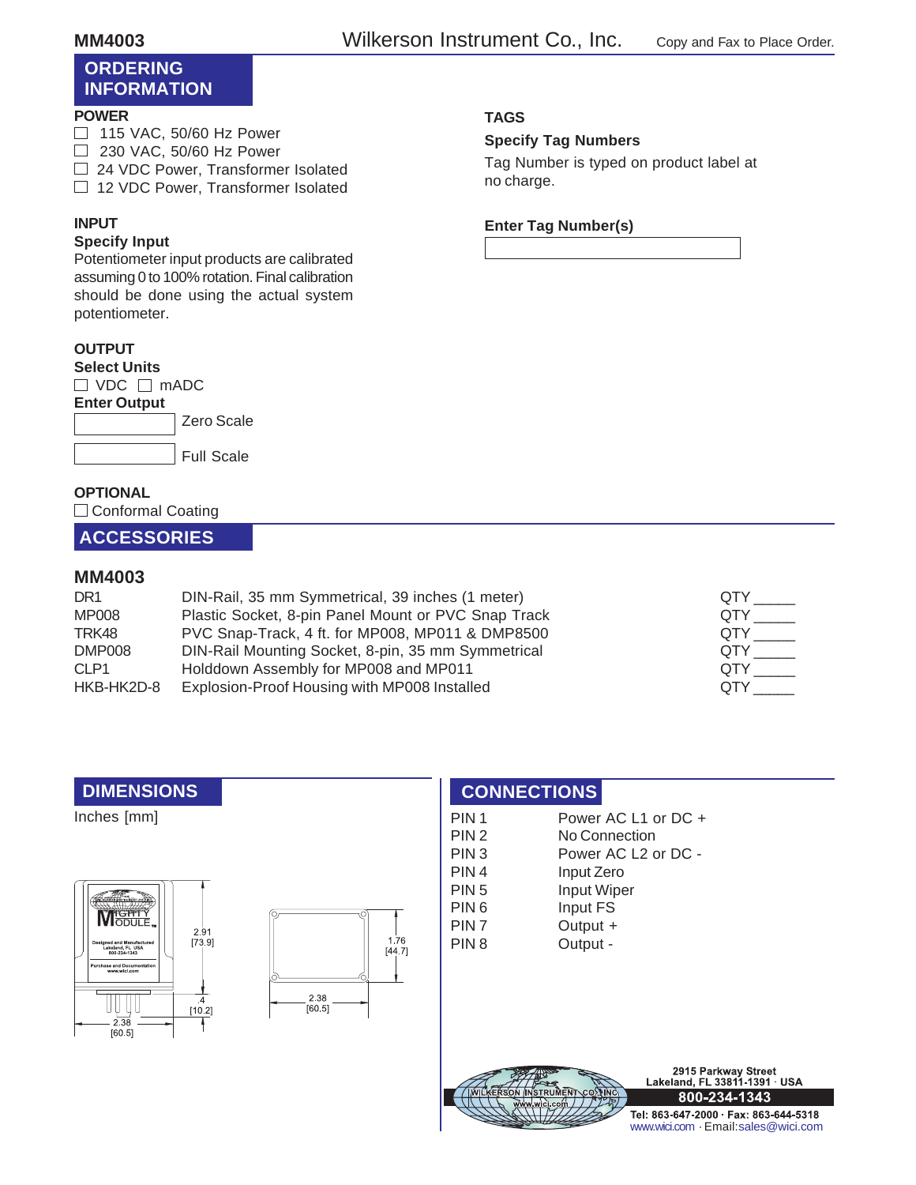MM4003 Wilkerson Instrument Co., Inc. Copy and Fax to Place Order.

## ORDERING INFORMATION

### POWER

- ☐ 115 VAC, 50/60 Hz Power
- ☐ 230 VAC, 50/60 Hz Power
- ☐ 24 VDC Power, Transformer Isolated
- ☐ 12 VDC Power, Transformer Isolated

### INPUT

**Specify Input**

Potentiometer input products are calibrated assuming 0 to 100% rotation. Final calibration should be done using the actual system potentiometer.

### OUTPUT

**Select Units**

☐ VDC ☐ mADC

**Enter Output**

[ ] Zero Scale

[ ] Full Scale

### OPTIONAL

☐ Conformal Coating

### TAGS

**Specify Tag Numbers**

Tag Number is typed on product label at no charge.

**Enter Tag Number(s)**

[ ]

## ACCESSORIES

### MM4003

| | | |
|---|---|---|
| DR1 | DIN-Rail, 35 mm Symmetrical, 39 inches (1 meter) | QTY _____ |
| MP008 | Plastic Socket, 8-pin Panel Mount or PVC Snap Track | QTY _____ |
| TRK48 | PVC Snap-Track, 4 ft. for MP008, MP011 & DMP8500 | QTY _____ |
| DMP008 | DIN-Rail Mounting Socket, 8-pin, 35 mm Symmetrical | QTY _____ |
| CLP1 | Holddown Assembly for MP008 and MP011 | QTY _____ |
| HKB-HK2D-8 | Explosion-Proof Housing with MP008 Installed | QTY _____ |

## DIMENSIONS

Inches [mm]

MIGHTY MODULE
Designed and Manufactured Lakeland, FL USA 800-234-1343
Purchase and Documentation www.wici.com

2.91 [73.9]
.4 [10.2]
2.38 [60.5]
1.76 [44.7]
2.38 [60.5]

## CONNECTIONS

| | |
|---|---|
| PIN 1 | Power AC L1 or DC + |
| PIN 2 | No Connection |
| PIN 3 | Power AC L2 or DC - |
| PIN 4 | Input Zero |
| PIN 5 | Input Wiper |
| PIN 6 | Input FS |
| PIN 7 | Output + |
| PIN 8 | Output - |

WILKERSON INSTRUMENT CO., INC. www.wici.com

2915 Parkway Street
Lakeland, FL 33811-1391 · USA
800-234-1343
Tel: 863-647-2000 · Fax: 863-644-5318
www.wici.com · Email: sales@wici.com